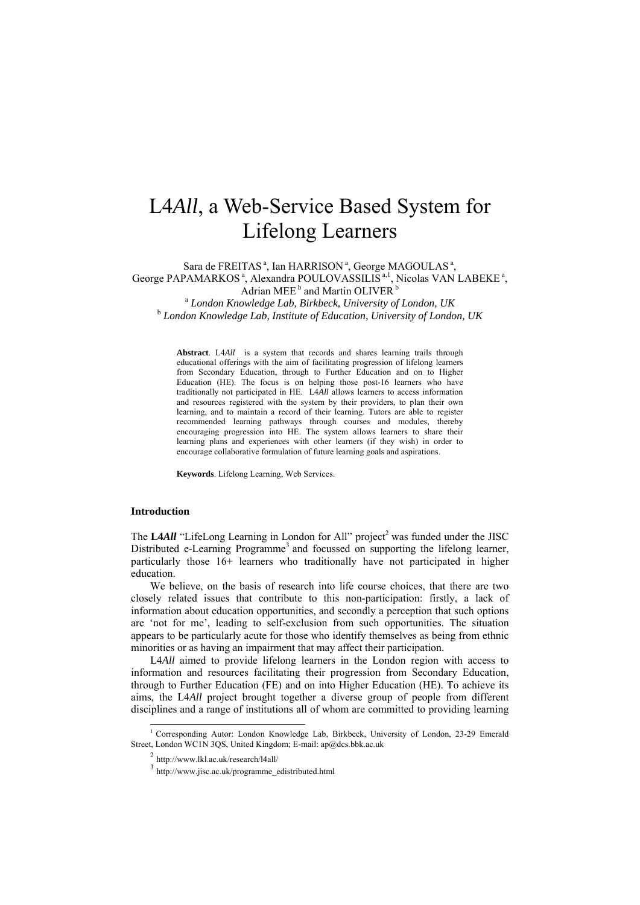# L4*All*, a Web-Service Based System for Lifelong Learners

Sara de FREITAS [a], Ian HARRISON [a], George MAGOULAS [a], George PAPAMARKOS [a], Alexandra POULOVASSILIS [a,1], Nicolas VAN LABEKE [a], Adrian MEE [b] and Martin OLIVER [b]

[a] *London Knowledge Lab, Birkbeck, University of London, UK*

[b] *London Knowledge Lab, Institute of Education, University of London, UK*

**Abstract**. L4*All* is a system that records and shares learning trails through educational offerings with the aim of facilitating progression of lifelong learners from Secondary Education, through to Further Education and on to Higher Education (HE). The focus is on helping those post-16 learners who have traditionally not participated in HE. L4*All* allows learners to access information and resources registered with the system by their providers, to plan their own learning, and to maintain a record of their learning. Tutors are able to register recommended learning pathways through courses and modules, thereby encouraging progression into HE. The system allows learners to share their learning plans and experiences with other learners (if they wish) in order to encourage collaborative formulation of future learning goals and aspirations.

**Keywords**. Lifelong Learning, Web Services.

### Introduction

The **L4*All*** "LifeLong Learning in London for All" project[2] was funded under the JISC Distributed e-Learning Programme[3] and focussed on supporting the lifelong learner, particularly those 16+ learners who traditionally have not participated in higher education.

We believe, on the basis of research into life course choices, that there are two closely related issues that contribute to this non-participation: firstly, a lack of information about education opportunities, and secondly a perception that such options are 'not for me', leading to self-exclusion from such opportunities. The situation appears to be particularly acute for those who identify themselves as being from ethnic minorities or as having an impairment that may affect their participation.

L4*All* aimed to provide lifelong learners in the London region with access to information and resources facilitating their progression from Secondary Education, through to Further Education (FE) and on into Higher Education (HE). To achieve its aims, the L4*All* project brought together a diverse group of people from different disciplines and a range of institutions all of whom are committed to providing learning

---

[1] Corresponding Autor: London Knowledge Lab, Birkbeck, University of London, 23-29 Emerald Street, London WC1N 3QS, United Kingdom; E-mail: ap@dcs.bbk.ac.uk

[2] http://www.lkl.ac.uk/research/l4all/

[3] http://www.jisc.ac.uk/programme_edistributed.html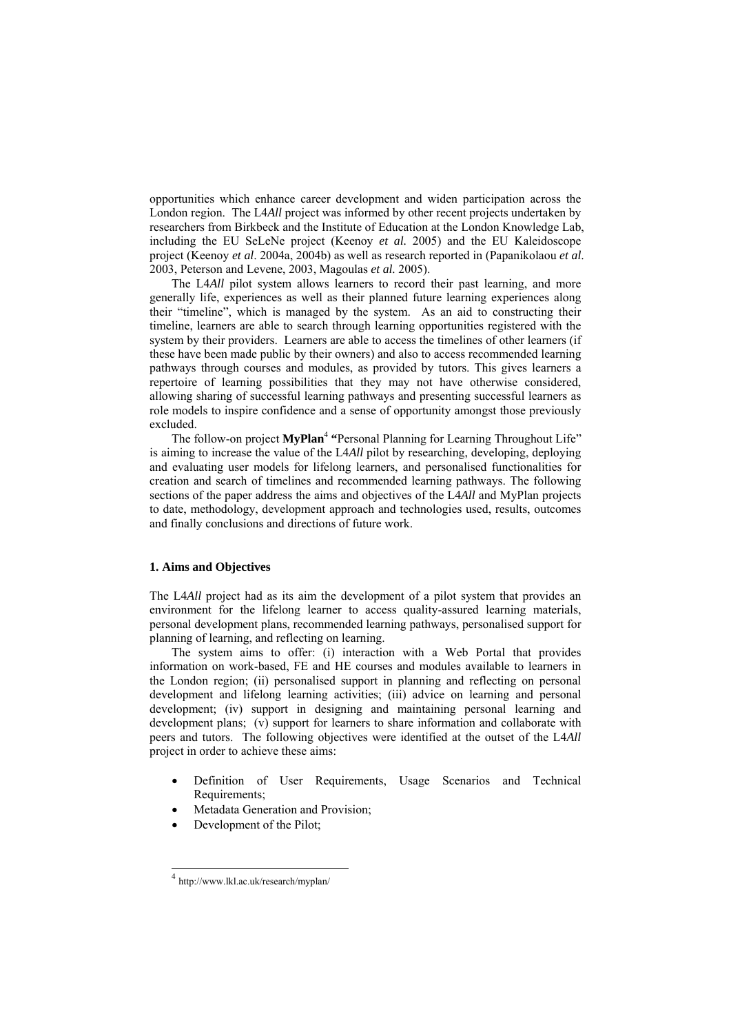opportunities which enhance career development and widen participation across the London region. The L4*All* project was informed by other recent projects undertaken by researchers from Birkbeck and the Institute of Education at the London Knowledge Lab, including the EU SeLeNe project (Keenoy *et al.* 2005) and the EU Kaleidoscope project (Keenoy *et al*. 2004a, 2004b) as well as research reported in (Papanikolaou *et al.* 2003, Peterson and Levene, 2003, Magoulas *et al.* 2005).

The L4*All* pilot system allows learners to record their past learning, and more generally life, experiences as well as their planned future learning experiences along their "timeline", which is managed by the system. As an aid to constructing their timeline, learners are able to search through learning opportunities registered with the system by their providers. Learners are able to access the timelines of other learners (if these have been made public by their owners) and also to access recommended learning pathways through courses and modules, as provided by tutors. This gives learners a repertoire of learning possibilities that they may not have otherwise considered, allowing sharing of successful learning pathways and presenting successful learners as role models to inspire confidence and a sense of opportunity amongst those previously excluded.

The follow-on project **MyPlan**[4] **"**Personal Planning for Learning Throughout Life" is aiming to increase the value of the L4*All* pilot by researching, developing, deploying and evaluating user models for lifelong learners, and personalised functionalities for creation and search of timelines and recommended learning pathways. The following sections of the paper address the aims and objectives of the L4*All* and MyPlan projects to date, methodology, development approach and technologies used, results, outcomes and finally conclusions and directions of future work.

## 1. Aims and Objectives

The L4*All* project had as its aim the development of a pilot system that provides an environment for the lifelong learner to access quality-assured learning materials, personal development plans, recommended learning pathways, personalised support for planning of learning, and reflecting on learning.

The system aims to offer: (i) interaction with a Web Portal that provides information on work-based, FE and HE courses and modules available to learners in the London region; (ii) personalised support in planning and reflecting on personal development and lifelong learning activities; (iii) advice on learning and personal development; (iv) support in designing and maintaining personal learning and development plans; (v) support for learners to share information and collaborate with peers and tutors. The following objectives were identified at the outset of the L4*All* project in order to achieve these aims:

- Definition of User Requirements, Usage Scenarios and Technical Requirements;
- Metadata Generation and Provision;
- Development of the Pilot;

[4] http://www.lkl.ac.uk/research/myplan/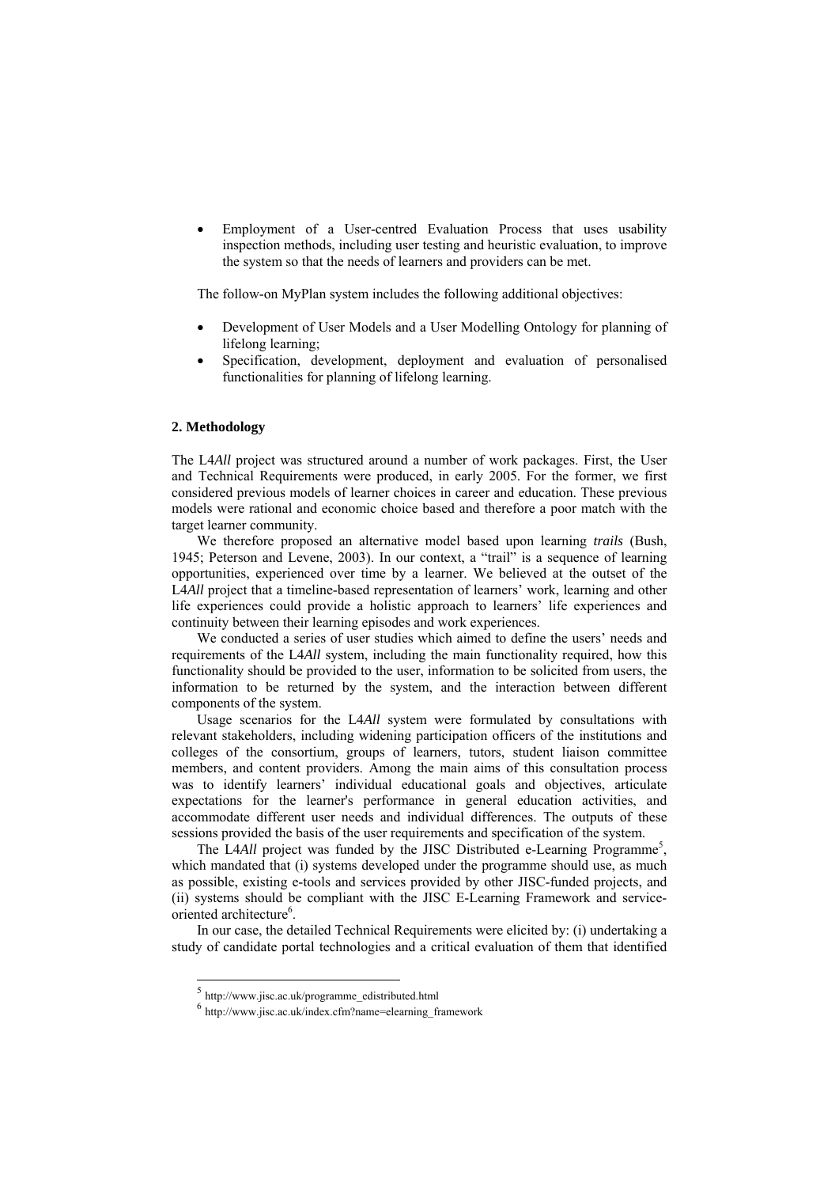- Employment of a User-centred Evaluation Process that uses usability inspection methods, including user testing and heuristic evaluation, to improve the system so that the needs of learners and providers can be met.

The follow-on MyPlan system includes the following additional objectives:

- Development of User Models and a User Modelling Ontology for planning of lifelong learning;
- Specification, development, deployment and evaluation of personalised functionalities for planning of lifelong learning.

## 2. Methodology

The L4*All* project was structured around a number of work packages. First, the User and Technical Requirements were produced, in early 2005. For the former, we first considered previous models of learner choices in career and education. These previous models were rational and economic choice based and therefore a poor match with the target learner community.

We therefore proposed an alternative model based upon learning *trails* (Bush, 1945; Peterson and Levene, 2003). In our context, a "trail" is a sequence of learning opportunities, experienced over time by a learner. We believed at the outset of the L4*All* project that a timeline-based representation of learners' work, learning and other life experiences could provide a holistic approach to learners' life experiences and continuity between their learning episodes and work experiences.

We conducted a series of user studies which aimed to define the users' needs and requirements of the L4*All* system, including the main functionality required, how this functionality should be provided to the user, information to be solicited from users, the information to be returned by the system, and the interaction between different components of the system.

Usage scenarios for the L4*All* system were formulated by consultations with relevant stakeholders, including widening participation officers of the institutions and colleges of the consortium, groups of learners, tutors, student liaison committee members, and content providers. Among the main aims of this consultation process was to identify learners' individual educational goals and objectives, articulate expectations for the learner's performance in general education activities, and accommodate different user needs and individual differences. The outputs of these sessions provided the basis of the user requirements and specification of the system.

The L4*All* project was funded by the JISC Distributed e-Learning Programme[5], which mandated that (i) systems developed under the programme should use, as much as possible, existing e-tools and services provided by other JISC-funded projects, and (ii) systems should be compliant with the JISC E-Learning Framework and service-oriented architecture[6].

In our case, the detailed Technical Requirements were elicited by: (i) undertaking a study of candidate portal technologies and a critical evaluation of them that identified

[5] http://www.jisc.ac.uk/programme_edistributed.html

[6] http://www.jisc.ac.uk/index.cfm?name=elearning_framework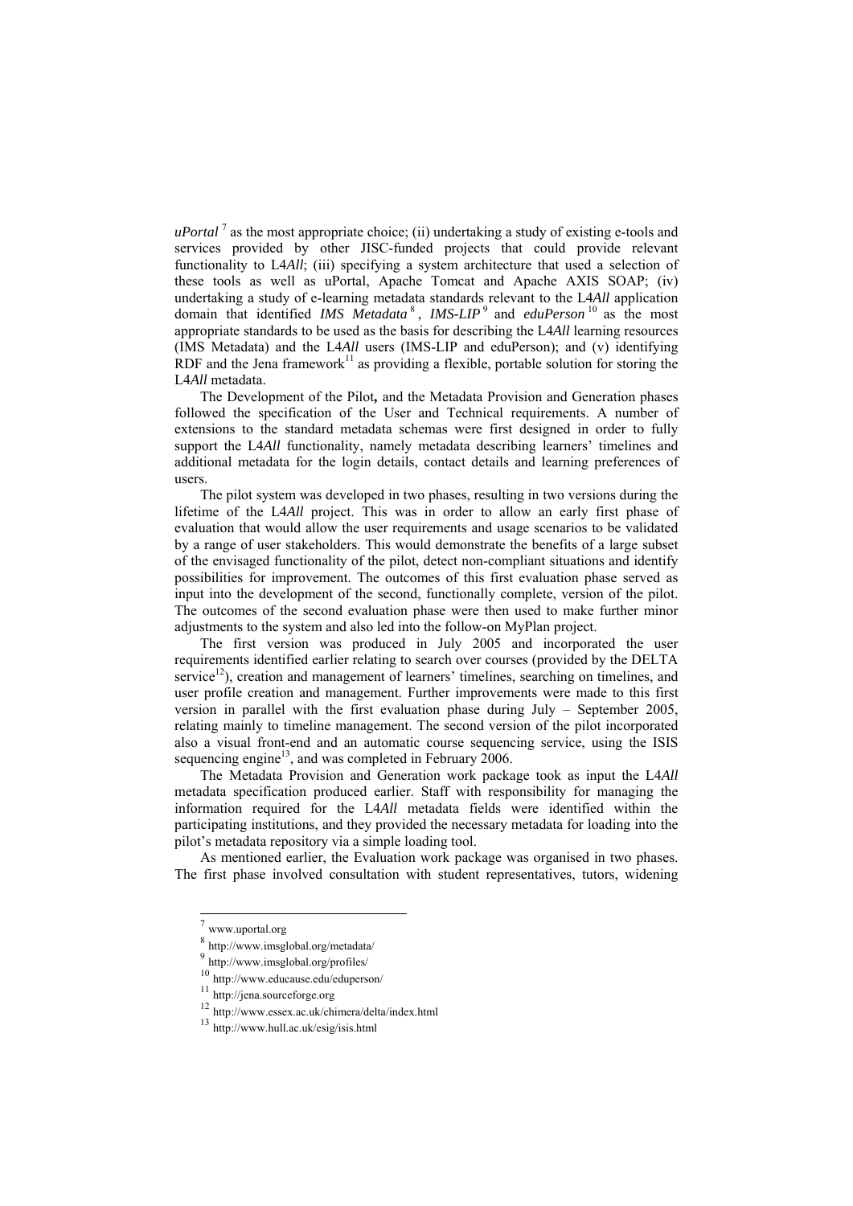*uPortal*[7] as the most appropriate choice; (ii) undertaking a study of existing e-tools and services provided by other JISC-funded projects that could provide relevant functionality to L4*All*; (iii) specifying a system architecture that used a selection of these tools as well as uPortal, Apache Tomcat and Apache AXIS SOAP; (iv) undertaking a study of e-learning metadata standards relevant to the L4*All* application domain that identified *IMS Metadata*[8], *IMS-LIP*[9] and *eduPerson*[10] as the most appropriate standards to be used as the basis for describing the L4*All* learning resources (IMS Metadata) and the L4*All* users (IMS-LIP and eduPerson); and (v) identifying RDF and the Jena framework[11] as providing a flexible, portable solution for storing the L4*All* metadata.

The Development of the Pilot**,** and the Metadata Provision and Generation phases followed the specification of the User and Technical requirements. A number of extensions to the standard metadata schemas were first designed in order to fully support the L4*All* functionality, namely metadata describing learners' timelines and additional metadata for the login details, contact details and learning preferences of users.

The pilot system was developed in two phases, resulting in two versions during the lifetime of the L4*All* project. This was in order to allow an early first phase of evaluation that would allow the user requirements and usage scenarios to be validated by a range of user stakeholders. This would demonstrate the benefits of a large subset of the envisaged functionality of the pilot, detect non-compliant situations and identify possibilities for improvement. The outcomes of this first evaluation phase served as input into the development of the second, functionally complete, version of the pilot. The outcomes of the second evaluation phase were then used to make further minor adjustments to the system and also led into the follow-on MyPlan project.

The first version was produced in July 2005 and incorporated the user requirements identified earlier relating to search over courses (provided by the DELTA service[12]), creation and management of learners' timelines, searching on timelines, and user profile creation and management. Further improvements were made to this first version in parallel with the first evaluation phase during July – September 2005, relating mainly to timeline management. The second version of the pilot incorporated also a visual front-end and an automatic course sequencing service, using the ISIS sequencing engine[13], and was completed in February 2006.

The Metadata Provision and Generation work package took as input the L4*All* metadata specification produced earlier. Staff with responsibility for managing the information required for the L4*All* metadata fields were identified within the participating institutions, and they provided the necessary metadata for loading into the pilot's metadata repository via a simple loading tool.

As mentioned earlier, the Evaluation work package was organised in two phases. The first phase involved consultation with student representatives, tutors, widening

---

[7] www.uportal.org

[8] http://www.imsglobal.org/metadata/

[9] http://www.imsglobal.org/profiles/

[10] http://www.educause.edu/eduperson/

[11] http://jena.sourceforge.org

[12] http://www.essex.ac.uk/chimera/delta/index.html

[13] http://www.hull.ac.uk/esig/isis.html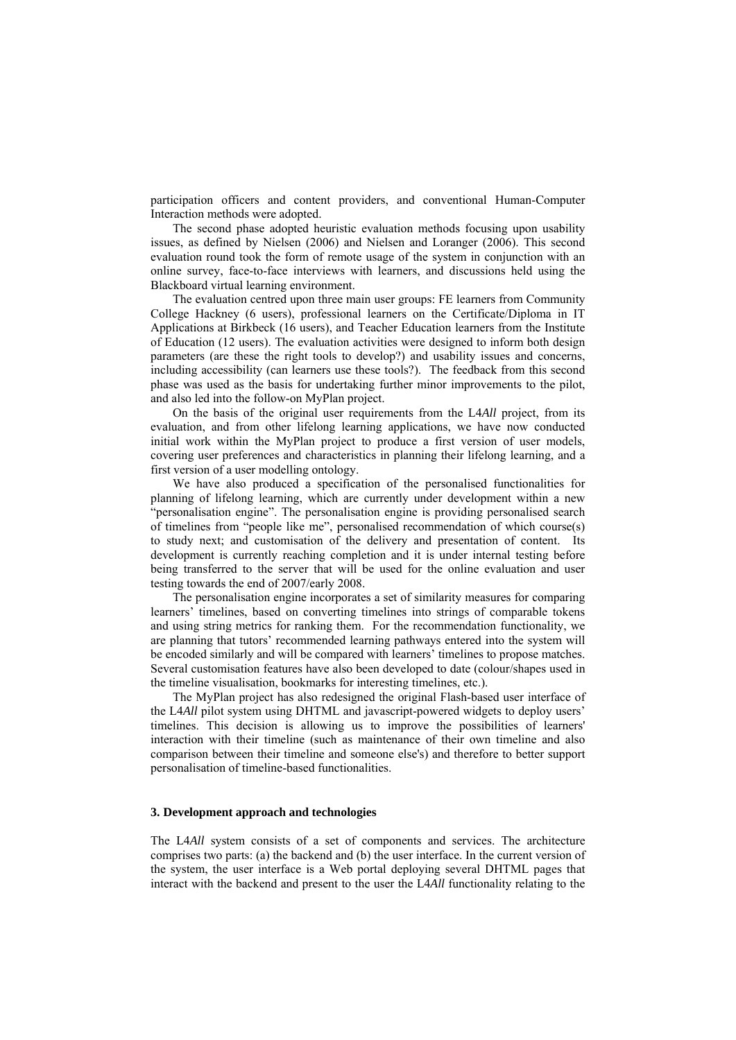participation officers and content providers, and conventional Human-Computer Interaction methods were adopted.

The second phase adopted heuristic evaluation methods focusing upon usability issues, as defined by Nielsen (2006) and Nielsen and Loranger (2006). This second evaluation round took the form of remote usage of the system in conjunction with an online survey, face-to-face interviews with learners, and discussions held using the Blackboard virtual learning environment.

The evaluation centred upon three main user groups: FE learners from Community College Hackney (6 users), professional learners on the Certificate/Diploma in IT Applications at Birkbeck (16 users), and Teacher Education learners from the Institute of Education (12 users). The evaluation activities were designed to inform both design parameters (are these the right tools to develop?) and usability issues and concerns, including accessibility (can learners use these tools?). The feedback from this second phase was used as the basis for undertaking further minor improvements to the pilot, and also led into the follow-on MyPlan project.

On the basis of the original user requirements from the L4*All* project, from its evaluation, and from other lifelong learning applications, we have now conducted initial work within the MyPlan project to produce a first version of user models, covering user preferences and characteristics in planning their lifelong learning, and a first version of a user modelling ontology.

We have also produced a specification of the personalised functionalities for planning of lifelong learning, which are currently under development within a new "personalisation engine". The personalisation engine is providing personalised search of timelines from "people like me", personalised recommendation of which course(s) to study next; and customisation of the delivery and presentation of content. Its development is currently reaching completion and it is under internal testing before being transferred to the server that will be used for the online evaluation and user testing towards the end of 2007/early 2008.

The personalisation engine incorporates a set of similarity measures for comparing learners' timelines, based on converting timelines into strings of comparable tokens and using string metrics for ranking them. For the recommendation functionality, we are planning that tutors' recommended learning pathways entered into the system will be encoded similarly and will be compared with learners' timelines to propose matches. Several customisation features have also been developed to date (colour/shapes used in the timeline visualisation, bookmarks for interesting timelines, etc.).

The MyPlan project has also redesigned the original Flash-based user interface of the L4*All* pilot system using DHTML and javascript-powered widgets to deploy users' timelines. This decision is allowing us to improve the possibilities of learners' interaction with their timeline (such as maintenance of their own timeline and also comparison between their timeline and someone else's) and therefore to better support personalisation of timeline-based functionalities.

### 3. Development approach and technologies

The L4*All* system consists of a set of components and services. The architecture comprises two parts: (a) the backend and (b) the user interface. In the current version of the system, the user interface is a Web portal deploying several DHTML pages that interact with the backend and present to the user the L4*All* functionality relating to the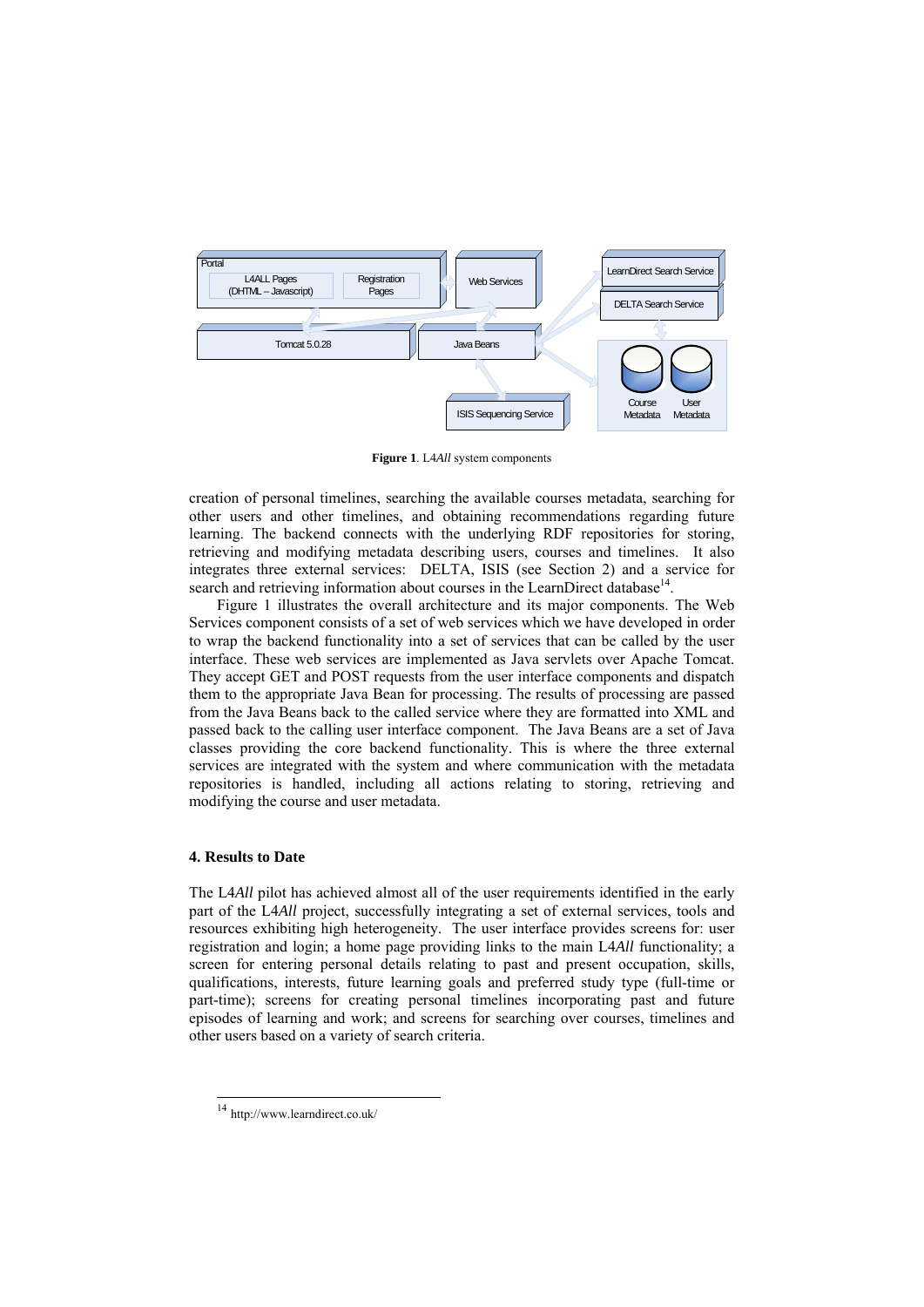Portal

L4ALL Pages (DHTML – Javascript)

Registration Pages

Web Services

LearnDirect Search Service

DELTA Search Service

Tomcat 5.0.28

Java Beans

Course Metadata

User Metadata

ISIS Sequencing Service

**Figure 1**. L4*All* system components

creation of personal timelines, searching the available courses metadata, searching for other users and other timelines, and obtaining recommendations regarding future learning. The backend connects with the underlying RDF repositories for storing, retrieving and modifying metadata describing users, courses and timelines. It also integrates three external services: DELTA, ISIS (see Section 2) and a service for search and retrieving information about courses in the LearnDirect database[14].

Figure 1 illustrates the overall architecture and its major components. The Web Services component consists of a set of web services which we have developed in order to wrap the backend functionality into a set of services that can be called by the user interface. These web services are implemented as Java servlets over Apache Tomcat. They accept GET and POST requests from the user interface components and dispatch them to the appropriate Java Bean for processing. The results of processing are passed from the Java Beans back to the called service where they are formatted into XML and passed back to the calling user interface component. The Java Beans are a set of Java classes providing the core backend functionality. This is where the three external services are integrated with the system and where communication with the metadata repositories is handled, including all actions relating to storing, retrieving and modifying the course and user metadata.

### 4. Results to Date

The L4*All* pilot has achieved almost all of the user requirements identified in the early part of the L4*All* project, successfully integrating a set of external services, tools and resources exhibiting high heterogeneity. The user interface provides screens for: user registration and login; a home page providing links to the main L4*All* functionality; a screen for entering personal details relating to past and present occupation, skills, qualifications, interests, future learning goals and preferred study type (full-time or part-time); screens for creating personal timelines incorporating past and future episodes of learning and work; and screens for searching over courses, timelines and other users based on a variety of search criteria.

---

[14] http://www.learndirect.co.uk/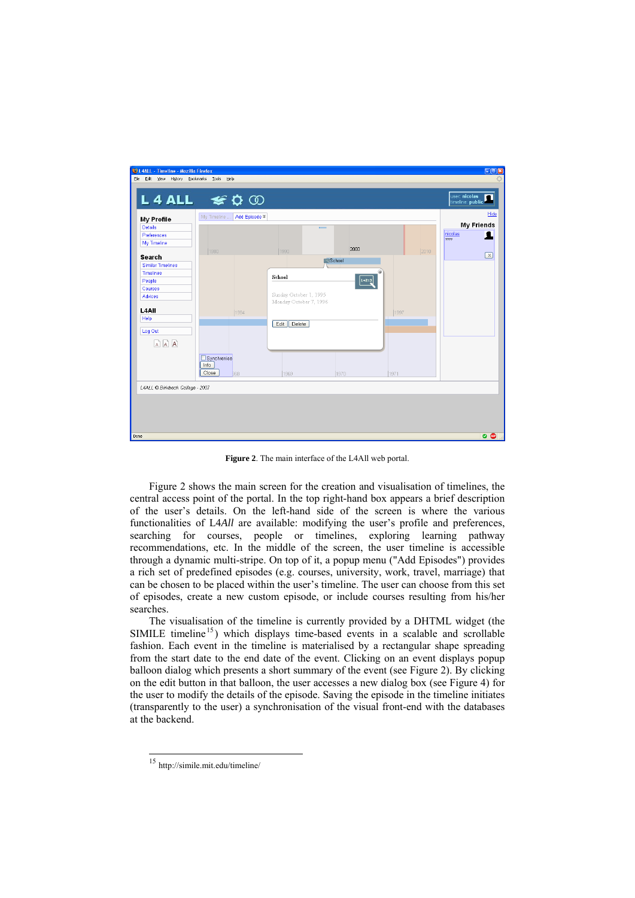**Figure 2**. The main interface of the L4All web portal.

Figure 2 shows the main screen for the creation and visualisation of timelines, the central access point of the portal. In the top right-hand box appears a brief description of the user's details. On the left-hand side of the screen is where the various functionalities of L4*All* are available: modifying the user's profile and preferences, searching for courses, people or timelines, exploring learning pathway recommendations, etc. In the middle of the screen, the user timeline is accessible through a dynamic multi-stripe. On top of it, a popup menu ("Add Episodes") provides a rich set of predefined episodes (e.g. courses, university, work, travel, marriage) that can be chosen to be placed within the user's timeline. The user can choose from this set of episodes, create a new custom episode, or include courses resulting from his/her searches.

The visualisation of the timeline is currently provided by a DHTML widget (the SIMILE timeline[15]) which displays time-based events in a scalable and scrollable fashion. Each event in the timeline is materialised by a rectangular shape spreading from the start date to the end date of the event. Clicking on an event displays popup balloon dialog which presents a short summary of the event (see Figure 2). By clicking on the edit button in that balloon, the user accesses a new dialog box (see Figure 4) for the user to modify the details of the episode. Saving the episode in the timeline initiates (transparently to the user) a synchronisation of the visual front-end with the databases at the backend.

[15] http://simile.mit.edu/timeline/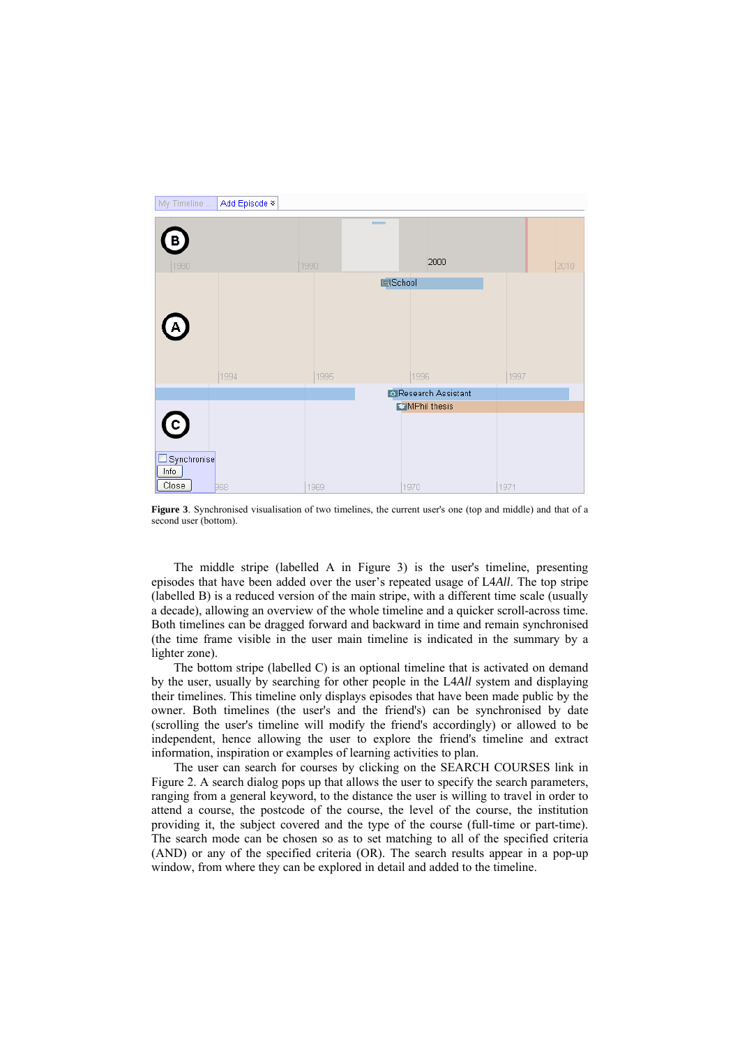My Timeline ... Add Episode

B

1980 1990 2000 2010

School

A

1994 1995 1996 1997

Research Assistant

MPhil thesis

C

Synchronise

Info

Close

968 1969 1970 1971

**Figure 3**. Synchronised visualisation of two timelines, the current user's one (top and middle) and that of a second user (bottom).

The middle stripe (labelled A in Figure 3) is the user's timeline, presenting episodes that have been added over the user's repeated usage of L4*All*. The top stripe (labelled B) is a reduced version of the main stripe, with a different time scale (usually a decade), allowing an overview of the whole timeline and a quicker scroll-across time. Both timelines can be dragged forward and backward in time and remain synchronised (the time frame visible in the user main timeline is indicated in the summary by a lighter zone).

The bottom stripe (labelled C) is an optional timeline that is activated on demand by the user, usually by searching for other people in the L4*All* system and displaying their timelines. This timeline only displays episodes that have been made public by the owner. Both timelines (the user's and the friend's) can be synchronised by date (scrolling the user's timeline will modify the friend's accordingly) or allowed to be independent, hence allowing the user to explore the friend's timeline and extract information, inspiration or examples of learning activities to plan.

The user can search for courses by clicking on the SEARCH COURSES link in Figure 2. A search dialog pops up that allows the user to specify the search parameters, ranging from a general keyword, to the distance the user is willing to travel in order to attend a course, the postcode of the course, the level of the course, the institution providing it, the subject covered and the type of the course (full-time or part-time). The search mode can be chosen so as to set matching to all of the specified criteria (AND) or any of the specified criteria (OR). The search results appear in a pop-up window, from where they can be explored in detail and added to the timeline.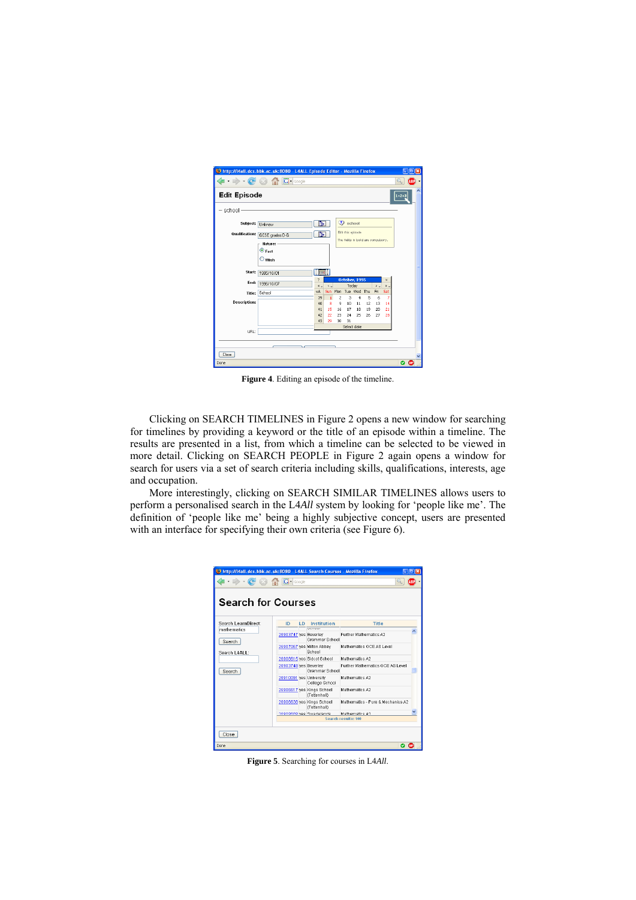**Figure 4**. Editing an episode of the timeline.

Clicking on SEARCH TIMELINES in Figure 2 opens a new window for searching for timelines by providing a keyword or the title of an episode within a timeline. The results are presented in a list, from which a timeline can be selected to be viewed in more detail. Clicking on SEARCH PEOPLE in Figure 2 again opens a window for search for users via a set of search criteria including skills, qualifications, interests, age and occupation.

More interestingly, clicking on SEARCH SIMILAR TIMELINES allows users to perform a personalised search in the L4*All* system by looking for 'people like me'. The definition of 'people like me' being a highly subjective concept, users are presented with an interface for specifying their own criteria (see Figure 6).

**Figure 5**. Searching for courses in L4*All*.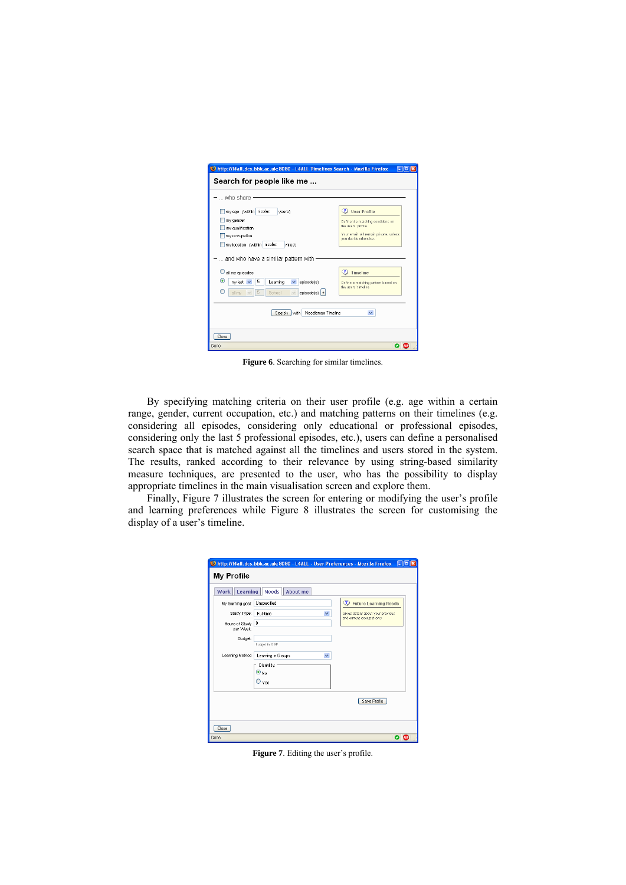**Figure 6**. Searching for similar timelines.

By specifying matching criteria on their user profile (e.g. age within a certain range, gender, current occupation, etc.) and matching patterns on their timelines (e.g. considering all episodes, considering only educational or professional episodes, considering only the last 5 professional episodes, etc.), users can define a personalised search space that is matched against all the timelines and users stored in the system. The results, ranked according to their relevance by using string-based similarity measure techniques, are presented to the user, who has the possibility to display appropriate timelines in the main visualisation screen and explore them.

Finally, Figure 7 illustrates the screen for entering or modifying the user's profile and learning preferences while Figure 8 illustrates the screen for customising the display of a user's timeline.

**Figure 7**. Editing the user's profile.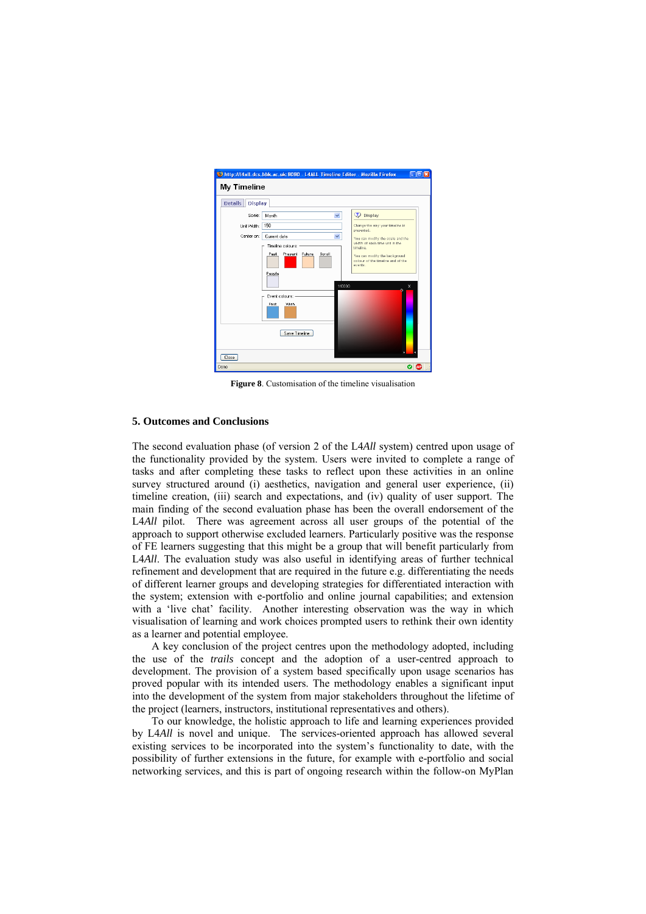**Figure 8**. Customisation of the timeline visualisation

## 5. Outcomes and Conclusions

The second evaluation phase (of version 2 of the L4*All* system) centred upon usage of the functionality provided by the system. Users were invited to complete a range of tasks and after completing these tasks to reflect upon these activities in an online survey structured around (i) aesthetics, navigation and general user experience, (ii) timeline creation, (iii) search and expectations, and (iv) quality of user support. The main finding of the second evaluation phase has been the overall endorsement of the L4*All* pilot. There was agreement across all user groups of the potential of the approach to support otherwise excluded learners. Particularly positive was the response of FE learners suggesting that this might be a group that will benefit particularly from L4*All*. The evaluation study was also useful in identifying areas of further technical refinement and development that are required in the future e.g. differentiating the needs of different learner groups and developing strategies for differentiated interaction with the system; extension with e-portfolio and online journal capabilities; and extension with a 'live chat' facility. Another interesting observation was the way in which visualisation of learning and work choices prompted users to rethink their own identity as a learner and potential employee.

A key conclusion of the project centres upon the methodology adopted, including the use of the *trails* concept and the adoption of a user-centred approach to development. The provision of a system based specifically upon usage scenarios has proved popular with its intended users. The methodology enables a significant input into the development of the system from major stakeholders throughout the lifetime of the project (learners, instructors, institutional representatives and others).

To our knowledge, the holistic approach to life and learning experiences provided by L4*All* is novel and unique. The services-oriented approach has allowed several existing services to be incorporated into the system's functionality to date, with the possibility of further extensions in the future, for example with e-portfolio and social networking services, and this is part of ongoing research within the follow-on MyPlan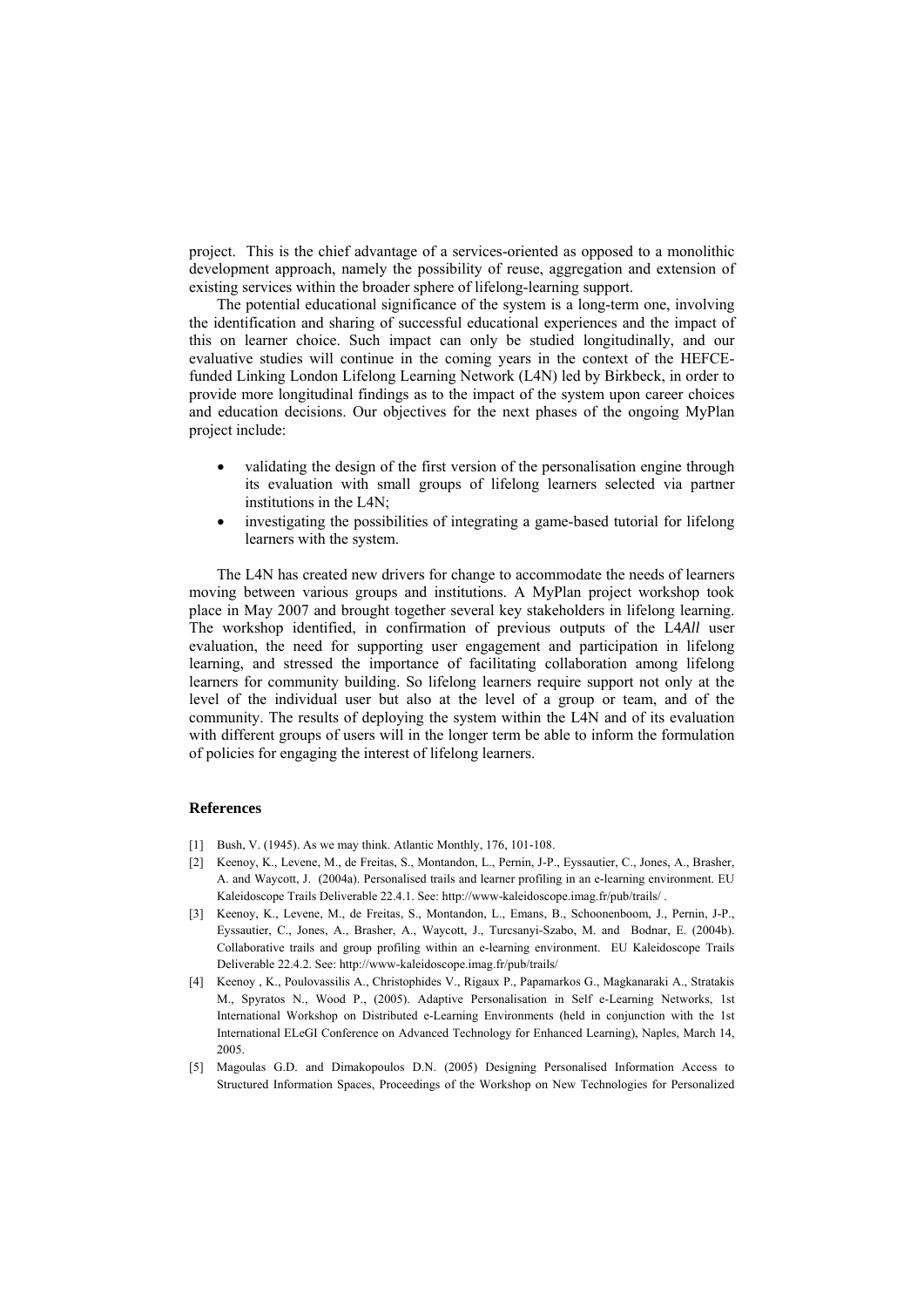project. This is the chief advantage of a services-oriented as opposed to a monolithic development approach, namely the possibility of reuse, aggregation and extension of existing services within the broader sphere of lifelong-learning support.

The potential educational significance of the system is a long-term one, involving the identification and sharing of successful educational experiences and the impact of this on learner choice. Such impact can only be studied longitudinally, and our evaluative studies will continue in the coming years in the context of the HEFCE-funded Linking London Lifelong Learning Network (L4N) led by Birkbeck, in order to provide more longitudinal findings as to the impact of the system upon career choices and education decisions. Our objectives for the next phases of the ongoing MyPlan project include:

- validating the design of the first version of the personalisation engine through its evaluation with small groups of lifelong learners selected via partner institutions in the L4N;
- investigating the possibilities of integrating a game-based tutorial for lifelong learners with the system.

The L4N has created new drivers for change to accommodate the needs of learners moving between various groups and institutions. A MyPlan project workshop took place in May 2007 and brought together several key stakeholders in lifelong learning. The workshop identified, in confirmation of previous outputs of the L4*All* user evaluation, the need for supporting user engagement and participation in lifelong learning, and stressed the importance of facilitating collaboration among lifelong learners for community building. So lifelong learners require support not only at the level of the individual user but also at the level of a group or team, and of the community. The results of deploying the system within the L4N and of its evaluation with different groups of users will in the longer term be able to inform the formulation of policies for engaging the interest of lifelong learners.

## References

[1] Bush, V. (1945). As we may think. Atlantic Monthly, 176, 101-108.

[2] Keenoy, K., Levene, M., de Freitas, S., Montandon, L., Pernin, J-P., Eyssautier, C., Jones, A., Brasher, A. and Waycott, J. (2004a). Personalised trails and learner profiling in an e-learning environment. EU Kaleidoscope Trails Deliverable 22.4.1. See: http://www-kaleidoscope.imag.fr/pub/trails/ .

[3] Keenoy, K., Levene, M., de Freitas, S., Montandon, L., Emans, B., Schoonenboom, J., Pernin, J-P., Eyssautier, C., Jones, A., Brasher, A., Waycott, J., Turcsanyi-Szabo, M. and Bodnar, E. (2004b). Collaborative trails and group profiling within an e-learning environment. EU Kaleidoscope Trails Deliverable 22.4.2. See: http://www-kaleidoscope.imag.fr/pub/trails/

[4] Keenoy , K., Poulovassilis A., Christophides V., Rigaux P., Papamarkos G., Magkanaraki A., Stratakis M., Spyratos N., Wood P., (2005). Adaptive Personalisation in Self e-Learning Networks, 1st International Workshop on Distributed e-Learning Environments (held in conjunction with the 1st International ELeGI Conference on Advanced Technology for Enhanced Learning), Naples, March 14, 2005.

[5] Magoulas G.D. and Dimakopoulos D.N. (2005) Designing Personalised Information Access to Structured Information Spaces, Proceedings of the Workshop on New Technologies for Personalized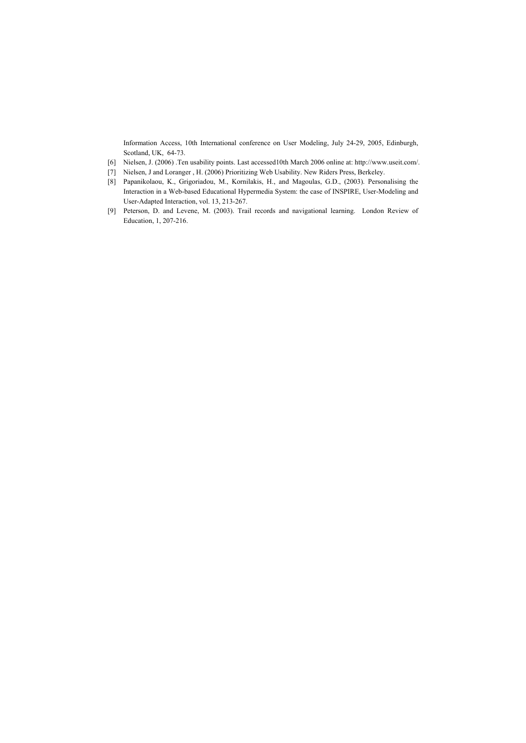Information Access, 10th International conference on User Modeling, July 24-29, 2005, Edinburgh, Scotland, UK, 64-73.

[6] Nielsen, J. (2006) .Ten usability points. Last accessed10th March 2006 online at: http://www.useit.com/.

[7] Nielsen, J and Loranger , H. (2006) Prioritizing Web Usability. New Riders Press, Berkeley.

[8] Papanikolaou, K., Grigoriadou, M., Kornilakis, H., and Magoulas, G.D., (2003). Personalising the Interaction in a Web-based Educational Hypermedia System: the case of INSPIRE, User-Modeling and User-Adapted Interaction, vol. 13, 213-267.

[9] Peterson, D. and Levene, M. (2003). Trail records and navigational learning. London Review of Education, 1, 207-216.